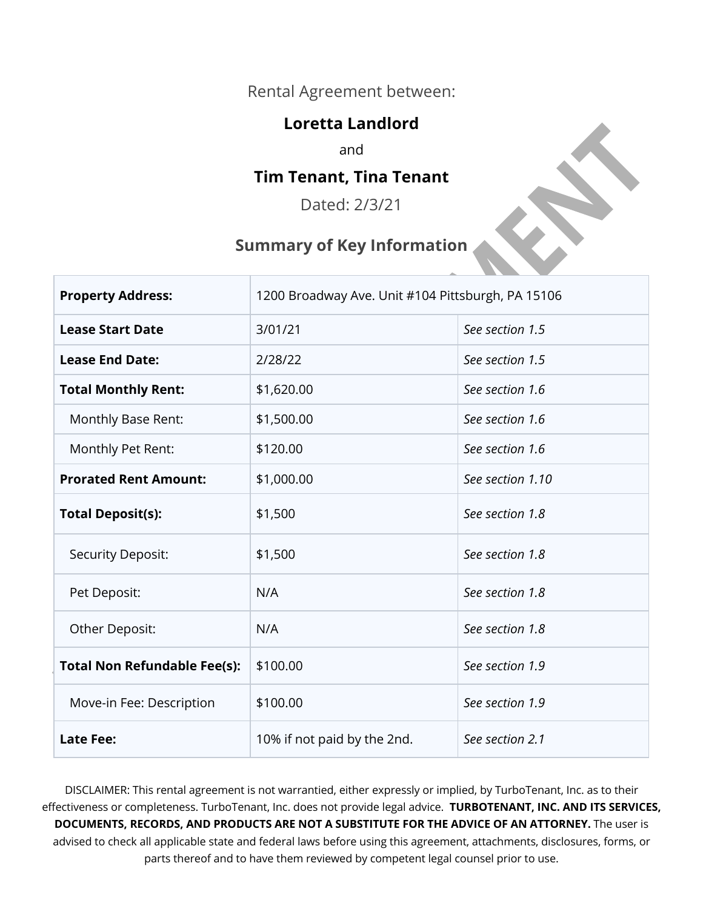Rental Agreement between:

**Loretta Landlord**

and

**Tim Tenant, Tina Tenant**

Dated: 2/3/21

## Summary of Key Information

| | | |
|---|---|---|
| **Property Address:** | 1200 Broadway Ave. Unit #104 Pittsburgh, PA 15106 | |
| **Lease Start Date** | 3/01/21 | *See section 1.5* |
| **Lease End Date:** | 2/28/22 | *See section 1.5* |
| **Total Monthly Rent:** | $1,620.00 | *See section 1.6* |
| Monthly Base Rent: | $1,500.00 | *See section 1.6* |
| Monthly Pet Rent: | $120.00 | *See section 1.6* |
| **Prorated Rent Amount:** | $1,000.00 | *See section 1.10* |
| **Total Deposit(s):** | $1,500 | *See section 1.8* |
| Security Deposit: | $1,500 | *See section 1.8* |
| Pet Deposit: | N/A | *See section 1.8* |
| Other Deposit: | N/A | *See section 1.8* |
| **Total Non Refundable Fee(s):** | $100.00 | *See section 1.9* |
| Move-in Fee: Description | $100.00 | *See section 1.9* |
| **Late Fee:** | 10% if not paid by the 2nd. | *See section 2.1* |

DISCLAIMER: This rental agreement is not warrantied, either expressly or implied, by TurboTenant, Inc. as to their effectiveness or completeness. TurboTenant, Inc. does not provide legal advice. **TURBOTENANT, INC. AND ITS SERVICES, DOCUMENTS, RECORDS, AND PRODUCTS ARE NOT A SUBSTITUTE FOR THE ADVICE OF AN ATTORNEY.** The user is advised to check all applicable state and federal laws before using this agreement, attachments, disclosures, forms, or parts thereof and to have them reviewed by competent legal counsel prior to use.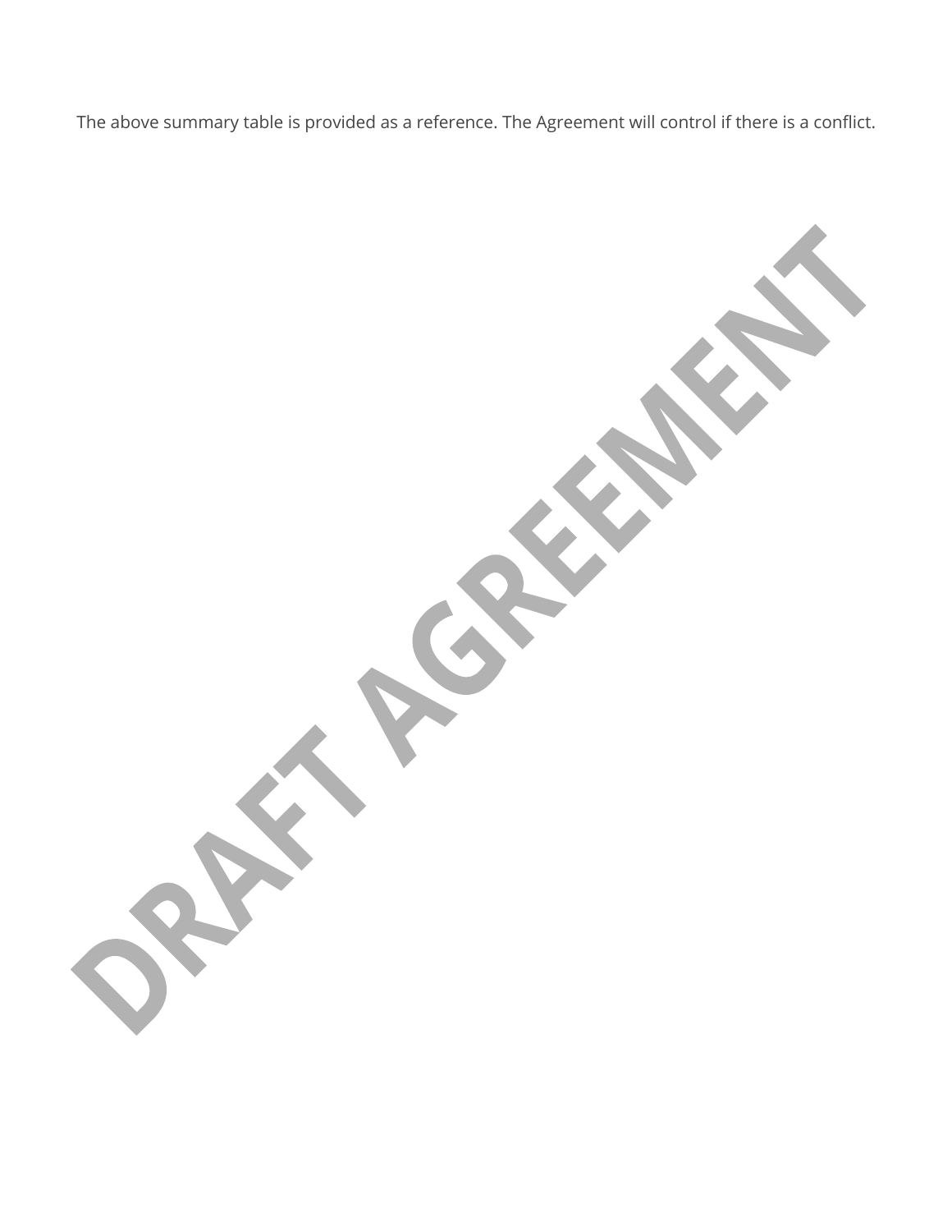The above summary table is provided as a reference. The Agreement will control if there is a conflict.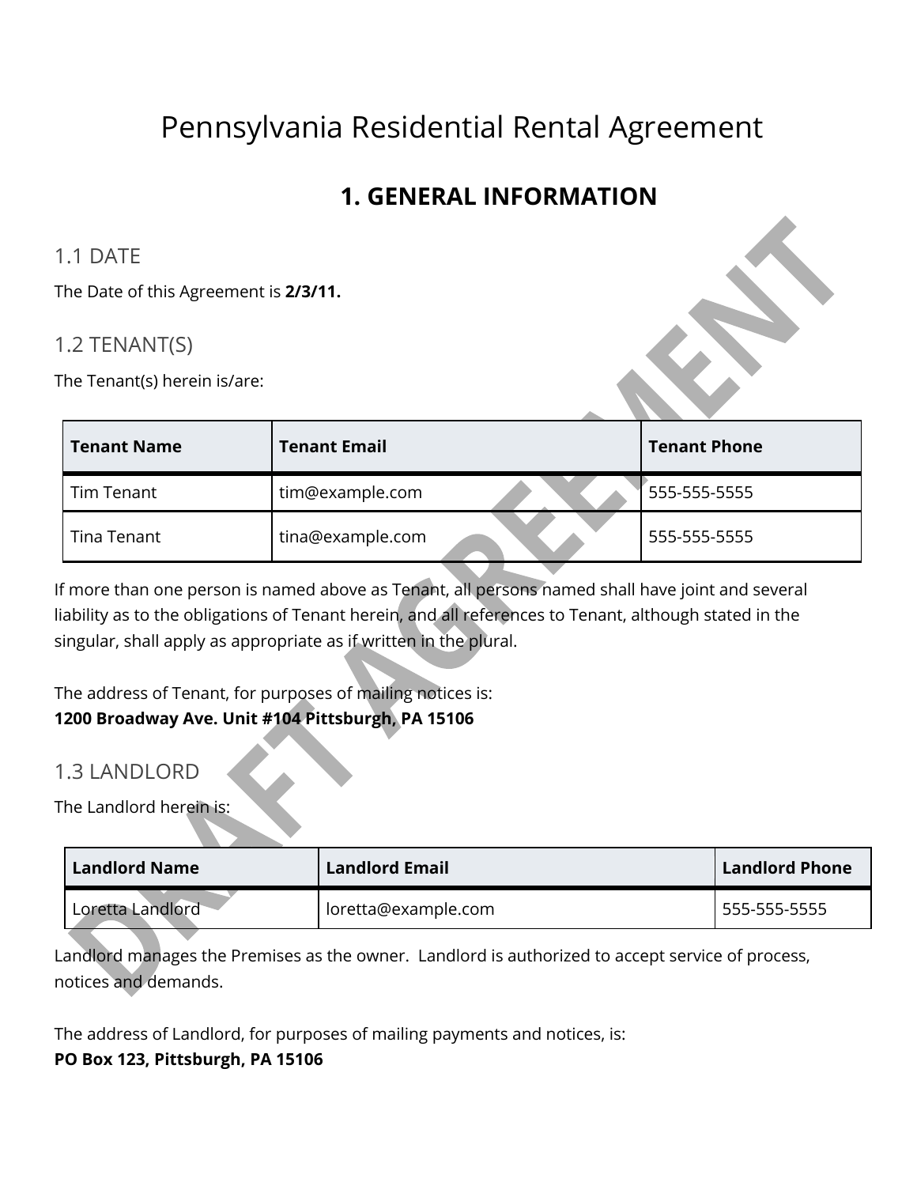# Pennsylvania Residential Rental Agreement

## 1. GENERAL INFORMATION

### 1.1 DATE

The Date of this Agreement is **2/3/11.**

### 1.2 TENANT(S)

The Tenant(s) herein is/are:

| Tenant Name | Tenant Email | Tenant Phone |
|---|---|---|
| Tim Tenant | tim@example.com | 555-555-5555 |
| Tina Tenant | tina@example.com | 555-555-5555 |

If more than one person is named above as Tenant, all persons named shall have joint and several liability as to the obligations of Tenant herein, and all references to Tenant, although stated in the singular, shall apply as appropriate as if written in the plural.

The address of Tenant, for purposes of mailing notices is:
**1200 Broadway Ave. Unit #104 Pittsburgh, PA 15106**

### 1.3 LANDLORD

The Landlord herein is:

| Landlord Name | Landlord Email | Landlord Phone |
|---|---|---|
| Loretta Landlord | loretta@example.com | 555-555-5555 |

Landlord manages the Premises as the owner. Landlord is authorized to accept service of process, notices and demands.

The address of Landlord, for purposes of mailing payments and notices, is:
**PO Box 123, Pittsburgh, PA 15106**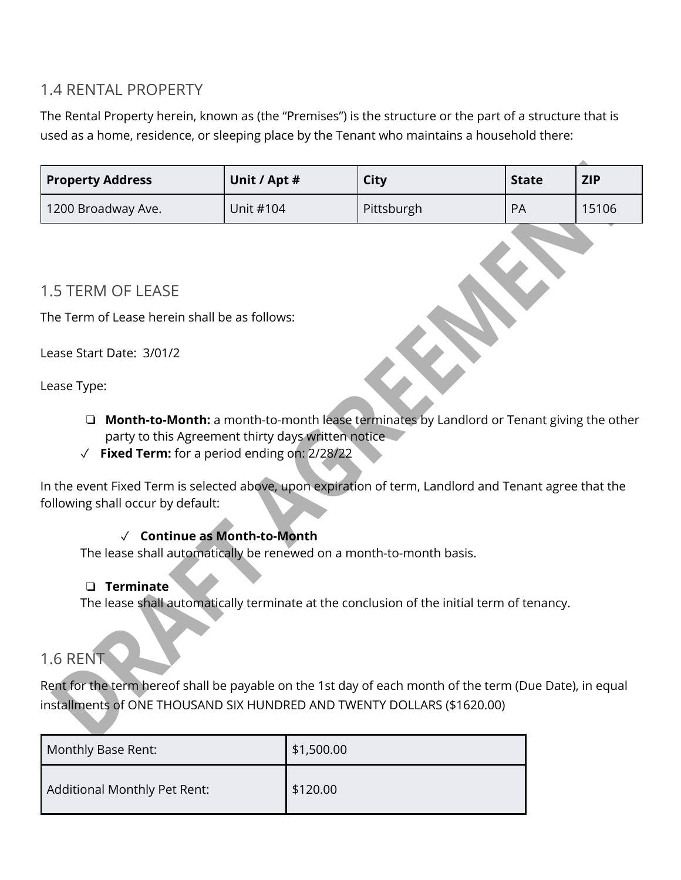## 1.4 RENTAL PROPERTY

The Rental Property herein, known as (the "Premises") is the structure or the part of a structure that is used as a home, residence, or sleeping place by the Tenant who maintains a household there:

| Property Address | Unit / Apt # | City | State | ZIP |
|---|---|---|---|---|
| 1200 Broadway Ave. | Unit #104 | Pittsburgh | PA | 15106 |

## 1.5 TERM OF LEASE

The Term of Lease herein shall be as follows:

Lease Start Date: 3/01/2

Lease Type:

- ❏ **Month-to-Month:** a month-to-month lease terminates by Landlord or Tenant giving the other party to this Agreement thirty days written notice
- ✓ **Fixed Term:** for a period ending on: 2/28/22

In the event Fixed Term is selected above, upon expiration of term, Landlord and Tenant agree that the following shall occur by default:

- ✓ **Continue as Month-to-Month**

  The lease shall automatically be renewed on a month-to-month basis.

- ❏ **Terminate**

  The lease shall automatically terminate at the conclusion of the initial term of tenancy.

## 1.6 RENT

Rent for the term hereof shall be payable on the 1st day of each month of the term (Due Date), in equal installments of ONE THOUSAND SIX HUNDRED AND TWENTY DOLLARS ($1620.00)

| Monthly Base Rent: | $1,500.00 |
|---|---|
| Additional Monthly Pet Rent: | $120.00 |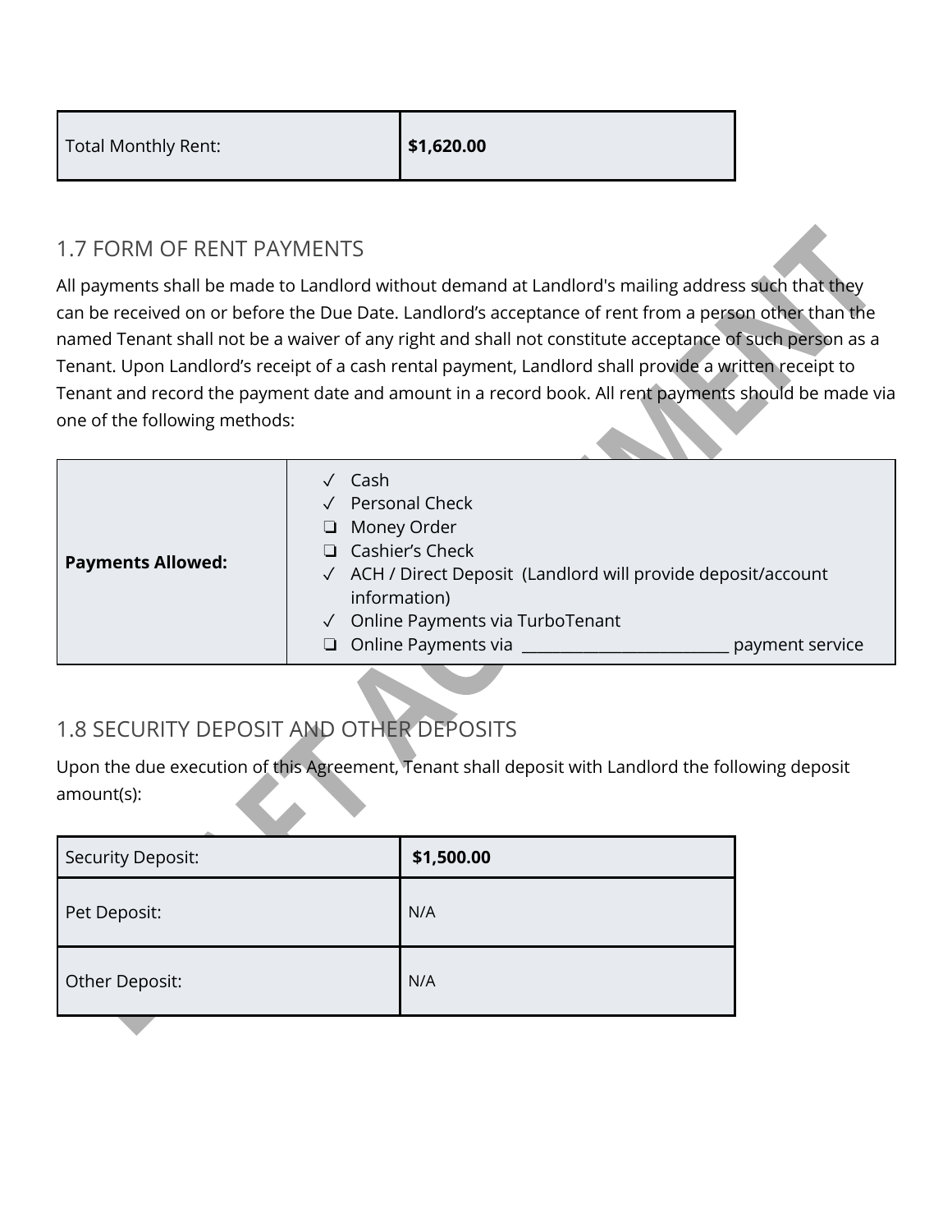| Total Monthly Rent: | **$1,620.00** |
|---|---|

## 1.7 FORM OF RENT PAYMENTS

All payments shall be made to Landlord without demand at Landlord's mailing address such that they can be received on or before the Due Date. Landlord's acceptance of rent from a person other than the named Tenant shall not be a waiver of any right and shall not constitute acceptance of such person as a Tenant. Upon Landlord's receipt of a cash rental payment, Landlord shall provide a written receipt to Tenant and record the payment date and amount in a record book. All rent payments should be made via one of the following methods:

| **Payments Allowed:** | ✓ Cash<br>✓ Personal Check<br>❏ Money Order<br>❏ Cashier's Check<br>✓ ACH / Direct Deposit (Landlord will provide deposit/account information)<br>✓ Online Payments via TurboTenant<br>❏ Online Payments via ___________________________ payment service |
|---|---|

## 1.8 SECURITY DEPOSIT AND OTHER DEPOSITS

Upon the due execution of this Agreement, Tenant shall deposit with Landlord the following deposit amount(s):

| Security Deposit: | **$1,500.00** |
|---|---|
| Pet Deposit: | N/A |
| Other Deposit: | N/A |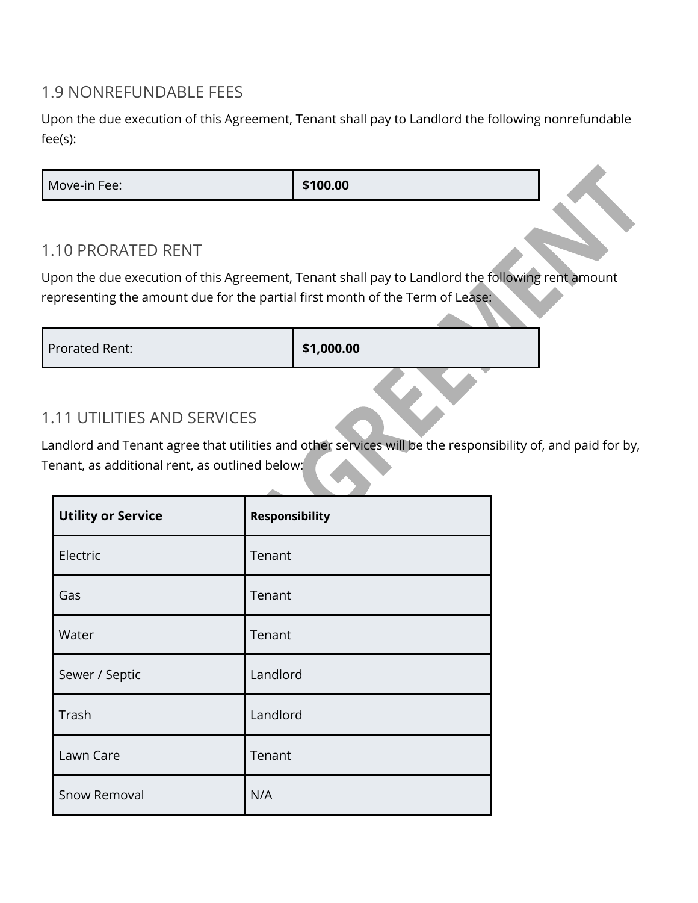## 1.9 NONREFUNDABLE FEES

Upon the due execution of this Agreement, Tenant shall pay to Landlord the following nonrefundable fee(s):

| Move-in Fee: | **$100.00** |
|---|---|

## 1.10 PRORATED RENT

Upon the due execution of this Agreement, Tenant shall pay to Landlord the following rent amount representing the amount due for the partial first month of the Term of Lease:

| Prorated Rent: | **$1,000.00** |
|---|---|

## 1.11 UTILITIES AND SERVICES

Landlord and Tenant agree that utilities and other services will be the responsibility of, and paid for by, Tenant, as additional rent, as outlined below:

| **Utility or Service** | **Responsibility** |
|---|---|
| Electric | Tenant |
| Gas | Tenant |
| Water | Tenant |
| Sewer / Septic | Landlord |
| Trash | Landlord |
| Lawn Care | Tenant |
| Snow Removal | N/A |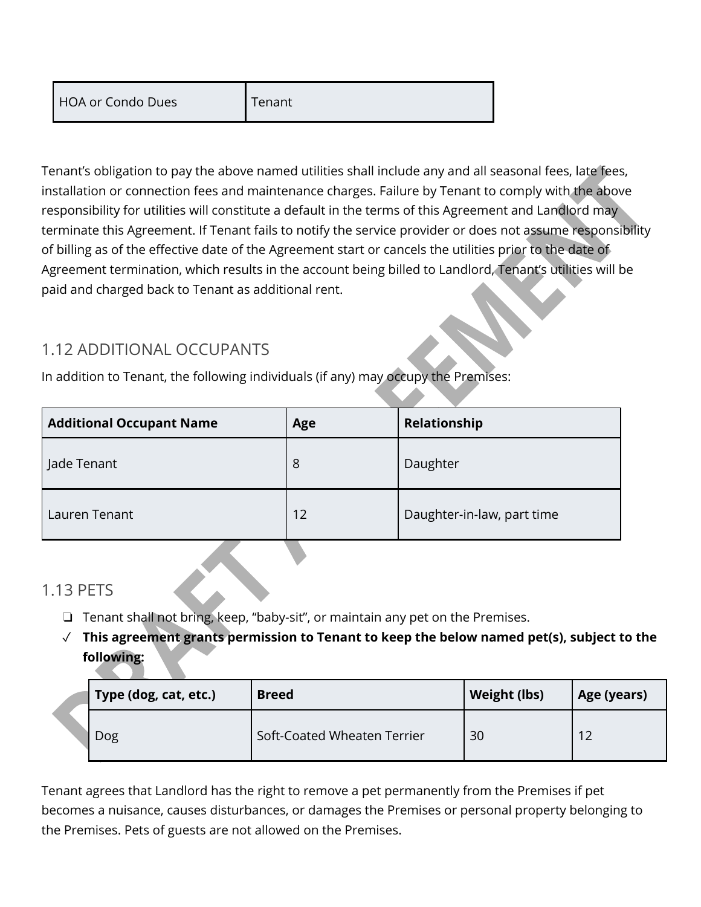| HOA or Condo Dues | Tenant |
|---|---|

Tenant's obligation to pay the above named utilities shall include any and all seasonal fees, late fees, installation or connection fees and maintenance charges. Failure by Tenant to comply with the above responsibility for utilities will constitute a default in the terms of this Agreement and Landlord may terminate this Agreement. If Tenant fails to notify the service provider or does not assume responsibility of billing as of the effective date of the Agreement start or cancels the utilities prior to the date of Agreement termination, which results in the account being billed to Landlord, Tenant's utilities will be paid and charged back to Tenant as additional rent.

## 1.12 ADDITIONAL OCCUPANTS

In addition to Tenant, the following individuals (if any) may occupy the Premises:

| Additional Occupant Name | Age | Relationship |
|---|---|---|
| Jade Tenant | 8 | Daughter |
| Lauren Tenant | 12 | Daughter-in-law, part time |

## 1.13 PETS

- ❏ Tenant shall not bring, keep, "baby-sit", or maintain any pet on the Premises.
- ✓ **This agreement grants permission to Tenant to keep the below named pet(s), subject to the following:**

| Type (dog, cat, etc.) | Breed | Weight (lbs) | Age (years) |
|---|---|---|---|
| Dog | Soft-Coated Wheaten Terrier | 30 | 12 |

Tenant agrees that Landlord has the right to remove a pet permanently from the Premises if pet becomes a nuisance, causes disturbances, or damages the Premises or personal property belonging to the Premises. Pets of guests are not allowed on the Premises.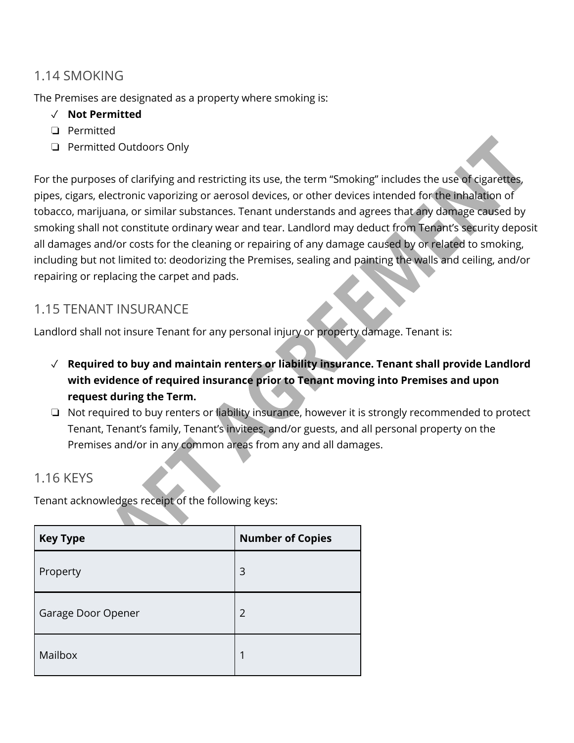## 1.14 SMOKING

The Premises are designated as a property where smoking is:

- ✓ **Not Permitted**
- ❏ Permitted
- ❏ Permitted Outdoors Only

For the purposes of clarifying and restricting its use, the term "Smoking" includes the use of cigarettes, pipes, cigars, electronic vaporizing or aerosol devices, or other devices intended for the inhalation of tobacco, marijuana, or similar substances. Tenant understands and agrees that any damage caused by smoking shall not constitute ordinary wear and tear. Landlord may deduct from Tenant's security deposit all damages and/or costs for the cleaning or repairing of any damage caused by or related to smoking, including but not limited to: deodorizing the Premises, sealing and painting the walls and ceiling, and/or repairing or replacing the carpet and pads.

## 1.15 TENANT INSURANCE

Landlord shall not insure Tenant for any personal injury or property damage. Tenant is:

- ✓ **Required to buy and maintain renters or liability insurance. Tenant shall provide Landlord with evidence of required insurance prior to Tenant moving into Premises and upon request during the Term.**
- ❏ Not required to buy renters or liability insurance, however it is strongly recommended to protect Tenant, Tenant's family, Tenant's invitees, and/or guests, and all personal property on the Premises and/or in any common areas from any and all damages.

## 1.16 KEYS

Tenant acknowledges receipt of the following keys:

| Key Type | Number of Copies |
| --- | --- |
| Property | 3 |
| Garage Door Opener | 2 |
| Mailbox | 1 |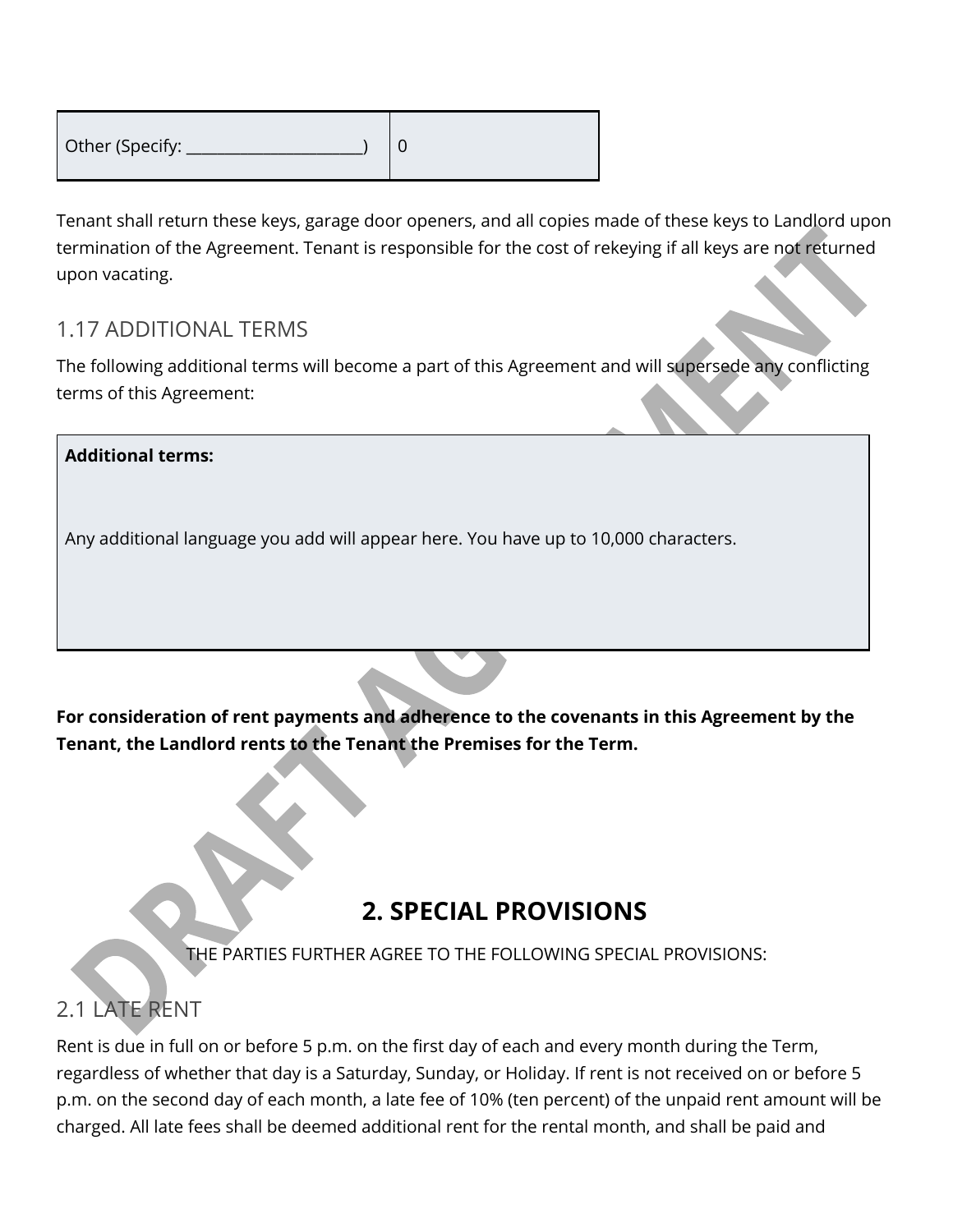| Other (Specify: ______________________) | 0 |
|---|---|

Tenant shall return these keys, garage door openers, and all copies made of these keys to Landlord upon termination of the Agreement. Tenant is responsible for the cost of rekeying if all keys are not returned upon vacating.

### 1.17 ADDITIONAL TERMS

The following additional terms will become a part of this Agreement and will supersede any conflicting terms of this Agreement:

| **Additional terms:**<br><br>Any additional language you add will appear here. You have up to 10,000 characters. |
|---|

**For consideration of rent payments and adherence to the covenants in this Agreement by the Tenant, the Landlord rents to the Tenant the Premises for the Term.**

## 2. SPECIAL PROVISIONS

THE PARTIES FURTHER AGREE TO THE FOLLOWING SPECIAL PROVISIONS:

### 2.1 LATE RENT

Rent is due in full on or before 5 p.m. on the first day of each and every month during the Term, regardless of whether that day is a Saturday, Sunday, or Holiday. If rent is not received on or before 5 p.m. on the second day of each month, a late fee of 10% (ten percent) of the unpaid rent amount will be charged. All late fees shall be deemed additional rent for the rental month, and shall be paid and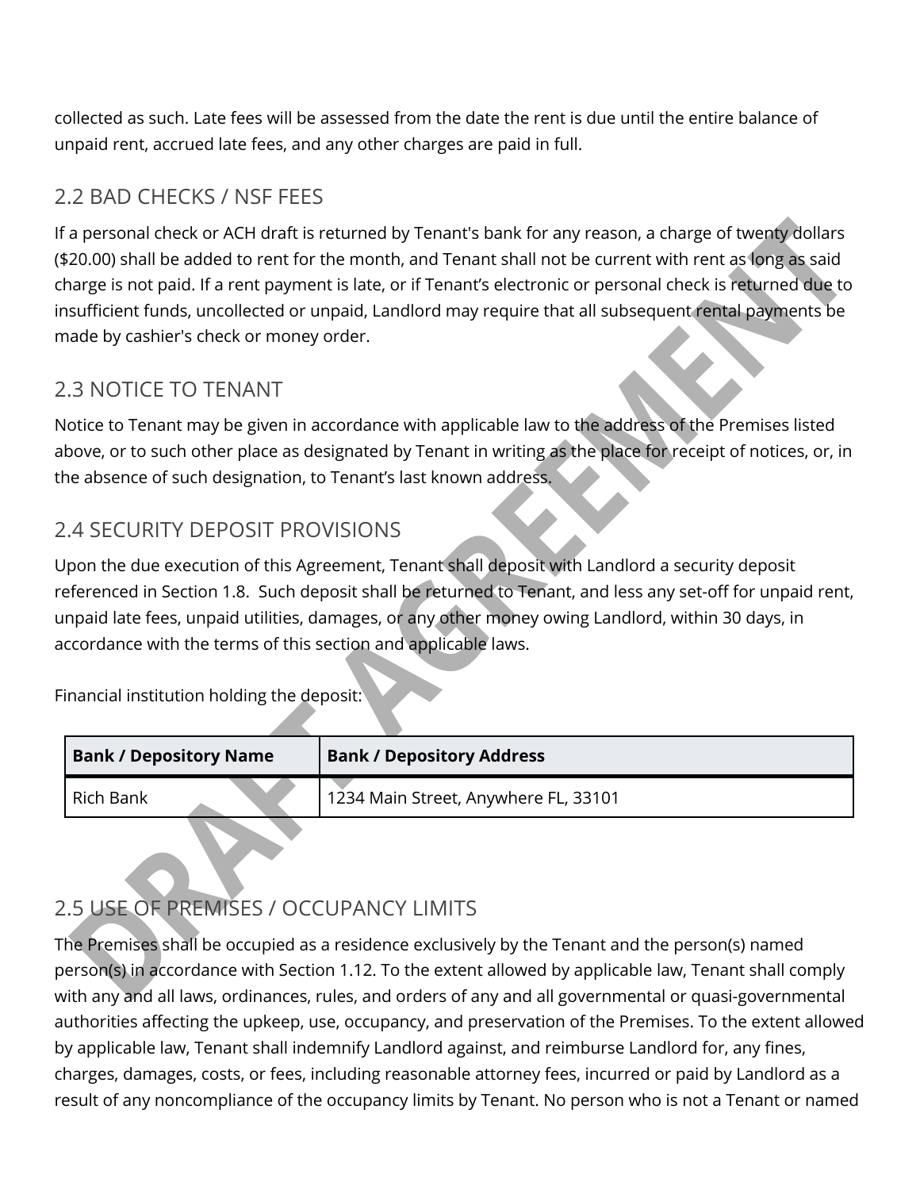collected as such. Late fees will be assessed from the date the rent is due until the entire balance of unpaid rent, accrued late fees, and any other charges are paid in full.

## 2.2 BAD CHECKS / NSF FEES

If a personal check or ACH draft is returned by Tenant's bank for any reason, a charge of twenty dollars ($20.00) shall be added to rent for the month, and Tenant shall not be current with rent as long as said charge is not paid. If a rent payment is late, or if Tenant's electronic or personal check is returned due to insufficient funds, uncollected or unpaid, Landlord may require that all subsequent rental payments be made by cashier's check or money order.

## 2.3 NOTICE TO TENANT

Notice to Tenant may be given in accordance with applicable law to the address of the Premises listed above, or to such other place as designated by Tenant in writing as the place for receipt of notices, or, in the absence of such designation, to Tenant's last known address.

## 2.4 SECURITY DEPOSIT PROVISIONS

Upon the due execution of this Agreement, Tenant shall deposit with Landlord a security deposit referenced in Section 1.8. Such deposit shall be returned to Tenant, and less any set-off for unpaid rent, unpaid late fees, unpaid utilities, damages, or any other money owing Landlord, within 30 days, in accordance with the terms of this section and applicable laws.

Financial institution holding the deposit:

| Bank / Depository Name | Bank / Depository Address |
|---|---|
| Rich Bank | 1234 Main Street, Anywhere FL, 33101 |

## 2.5 USE OF PREMISES / OCCUPANCY LIMITS

The Premises shall be occupied as a residence exclusively by the Tenant and the person(s) named person(s) in accordance with Section 1.12. To the extent allowed by applicable law, Tenant shall comply with any and all laws, ordinances, rules, and orders of any and all governmental or quasi-governmental authorities affecting the upkeep, use, occupancy, and preservation of the Premises. To the extent allowed by applicable law, Tenant shall indemnify Landlord against, and reimburse Landlord for, any fines, charges, damages, costs, or fees, including reasonable attorney fees, incurred or paid by Landlord as a result of any noncompliance of the occupancy limits by Tenant. No person who is not a Tenant or named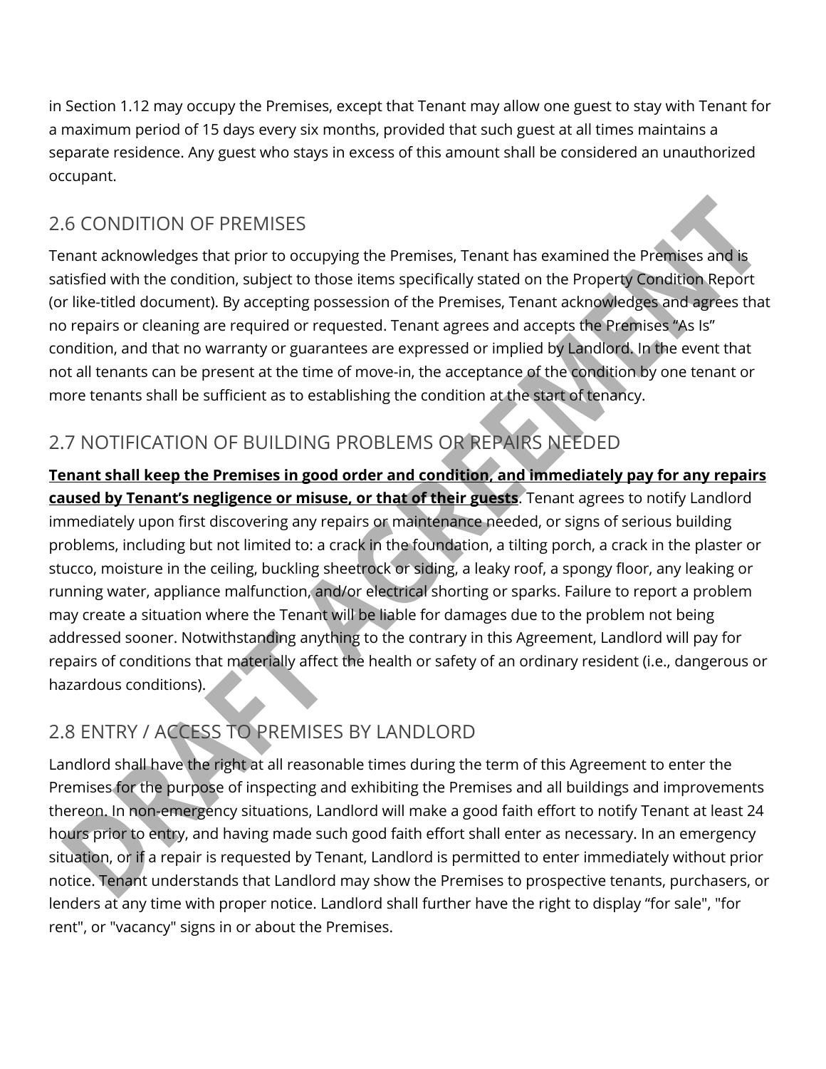in Section 1.12 may occupy the Premises, except that Tenant may allow one guest to stay with Tenant for a maximum period of 15 days every six months, provided that such guest at all times maintains a separate residence. Any guest who stays in excess of this amount shall be considered an unauthorized occupant.

## 2.6 CONDITION OF PREMISES

Tenant acknowledges that prior to occupying the Premises, Tenant has examined the Premises and is satisfied with the condition, subject to those items specifically stated on the Property Condition Report (or like-titled document). By accepting possession of the Premises, Tenant acknowledges and agrees that no repairs or cleaning are required or requested. Tenant agrees and accepts the Premises "As Is" condition, and that no warranty or guarantees are expressed or implied by Landlord. In the event that not all tenants can be present at the time of move-in, the acceptance of the condition by one tenant or more tenants shall be sufficient as to establishing the condition at the start of tenancy.

## 2.7 NOTIFICATION OF BUILDING PROBLEMS OR REPAIRS NEEDED

**Tenant shall keep the Premises in good order and condition, and immediately pay for any repairs caused by Tenant's negligence or misuse, or that of their guests**. Tenant agrees to notify Landlord immediately upon first discovering any repairs or maintenance needed, or signs of serious building problems, including but not limited to: a crack in the foundation, a tilting porch, a crack in the plaster or stucco, moisture in the ceiling, buckling sheetrock or siding, a leaky roof, a spongy floor, any leaking or running water, appliance malfunction, and/or electrical shorting or sparks. Failure to report a problem may create a situation where the Tenant will be liable for damages due to the problem not being addressed sooner. Notwithstanding anything to the contrary in this Agreement, Landlord will pay for repairs of conditions that materially affect the health or safety of an ordinary resident (i.e., dangerous or hazardous conditions).

## 2.8 ENTRY / ACCESS TO PREMISES BY LANDLORD

Landlord shall have the right at all reasonable times during the term of this Agreement to enter the Premises for the purpose of inspecting and exhibiting the Premises and all buildings and improvements thereon. In non-emergency situations, Landlord will make a good faith effort to notify Tenant at least 24 hours prior to entry, and having made such good faith effort shall enter as necessary. In an emergency situation, or if a repair is requested by Tenant, Landlord is permitted to enter immediately without prior notice. Tenant understands that Landlord may show the Premises to prospective tenants, purchasers, or lenders at any time with proper notice. Landlord shall further have the right to display "for sale", "for rent", or "vacancy" signs in or about the Premises.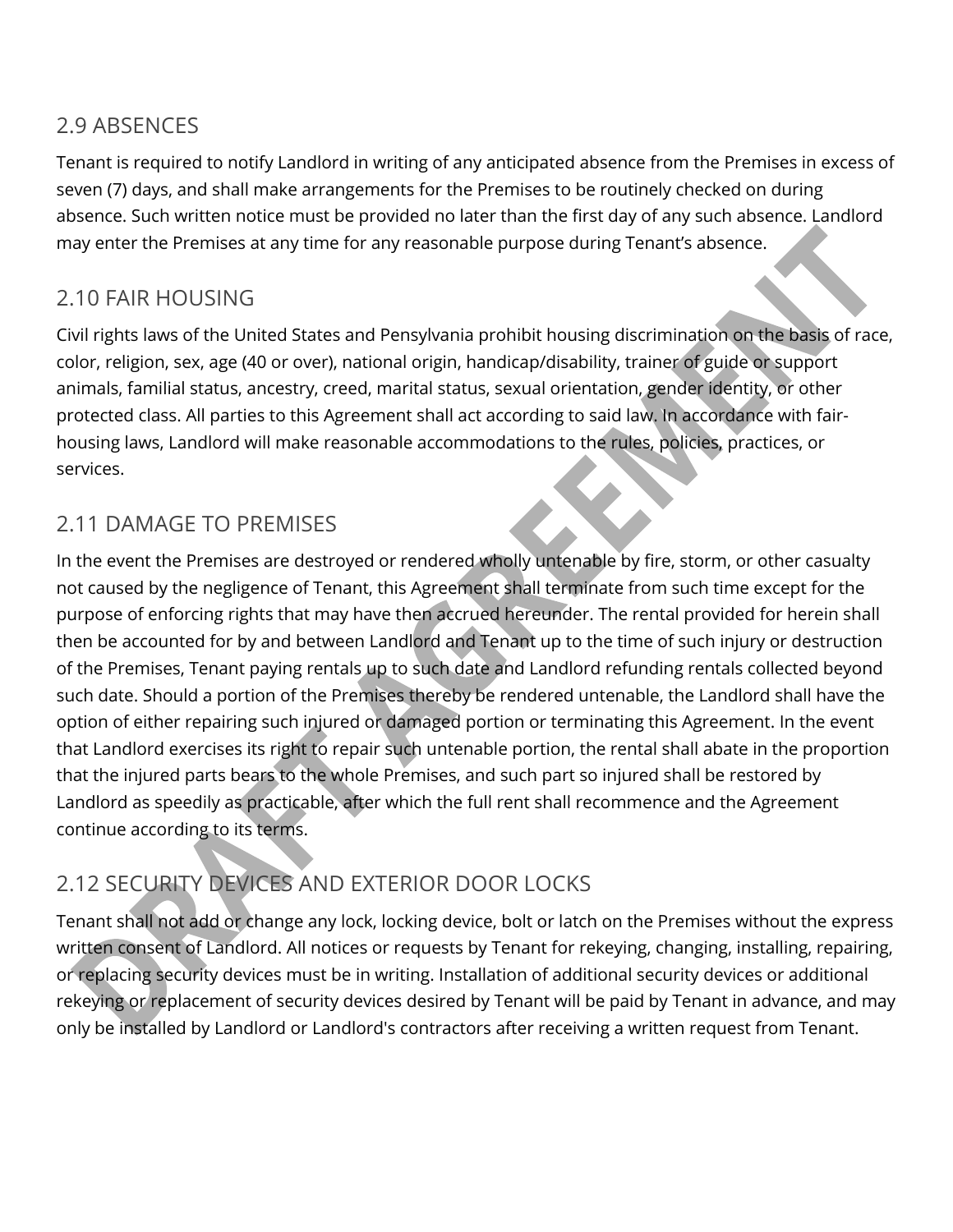## 2.9 ABSENCES

Tenant is required to notify Landlord in writing of any anticipated absence from the Premises in excess of seven (7) days, and shall make arrangements for the Premises to be routinely checked on during absence. Such written notice must be provided no later than the first day of any such absence. Landlord may enter the Premises at any time for any reasonable purpose during Tenant's absence.

## 2.10 FAIR HOUSING

Civil rights laws of the United States and Pensylvania prohibit housing discrimination on the basis of race, color, religion, sex, age (40 or over), national origin, handicap/disability, trainer of guide or support animals, familial status, ancestry, creed, marital status, sexual orientation, gender identity, or other protected class. All parties to this Agreement shall act according to said law. In accordance with fair-housing laws, Landlord will make reasonable accommodations to the rules, policies, practices, or services.

## 2.11 DAMAGE TO PREMISES

In the event the Premises are destroyed or rendered wholly untenable by fire, storm, or other casualty not caused by the negligence of Tenant, this Agreement shall terminate from such time except for the purpose of enforcing rights that may have then accrued hereunder. The rental provided for herein shall then be accounted for by and between Landlord and Tenant up to the time of such injury or destruction of the Premises, Tenant paying rentals up to such date and Landlord refunding rentals collected beyond such date. Should a portion of the Premises thereby be rendered untenable, the Landlord shall have the option of either repairing such injured or damaged portion or terminating this Agreement. In the event that Landlord exercises its right to repair such untenable portion, the rental shall abate in the proportion that the injured parts bears to the whole Premises, and such part so injured shall be restored by Landlord as speedily as practicable, after which the full rent shall recommence and the Agreement continue according to its terms.

## 2.12 SECURITY DEVICES AND EXTERIOR DOOR LOCKS

Tenant shall not add or change any lock, locking device, bolt or latch on the Premises without the express written consent of Landlord. All notices or requests by Tenant for rekeying, changing, installing, repairing, or replacing security devices must be in writing. Installation of additional security devices or additional rekeying or replacement of security devices desired by Tenant will be paid by Tenant in advance, and may only be installed by Landlord or Landlord's contractors after receiving a written request from Tenant.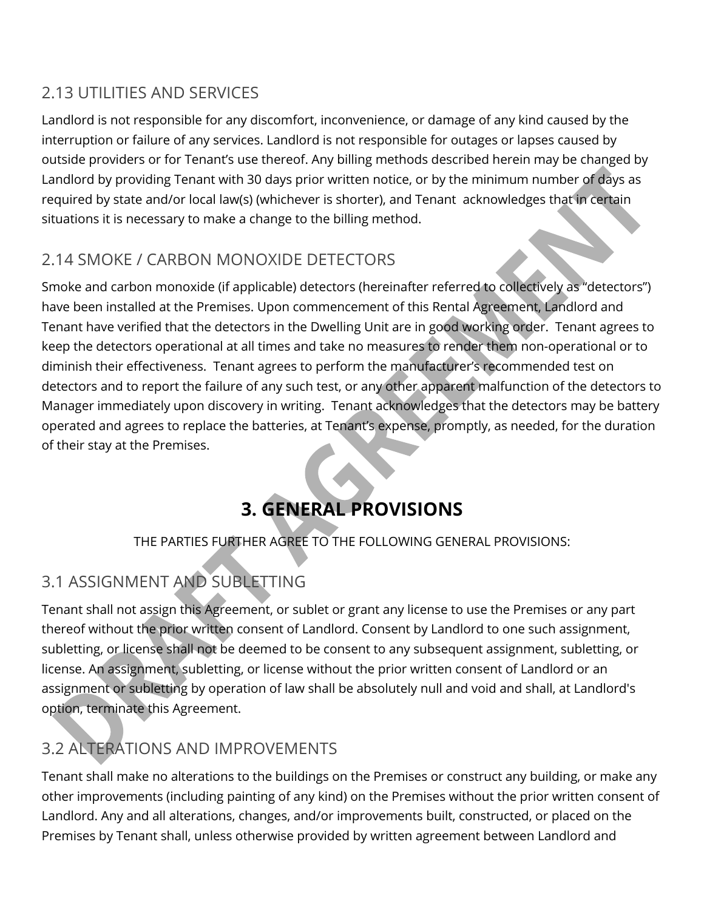## 2.13 UTILITIES AND SERVICES

Landlord is not responsible for any discomfort, inconvenience, or damage of any kind caused by the interruption or failure of any services. Landlord is not responsible for outages or lapses caused by outside providers or for Tenant's use thereof. Any billing methods described herein may be changed by Landlord by providing Tenant with 30 days prior written notice, or by the minimum number of days as required by state and/or local law(s) (whichever is shorter), and Tenant acknowledges that in certain situations it is necessary to make a change to the billing method.

## 2.14 SMOKE / CARBON MONOXIDE DETECTORS

Smoke and carbon monoxide (if applicable) detectors (hereinafter referred to collectively as "detectors") have been installed at the Premises. Upon commencement of this Rental Agreement, Landlord and Tenant have verified that the detectors in the Dwelling Unit are in good working order. Tenant agrees to keep the detectors operational at all times and take no measures to render them non-operational or to diminish their effectiveness. Tenant agrees to perform the manufacturer's recommended test on detectors and to report the failure of any such test, or any other apparent malfunction of the detectors to Manager immediately upon discovery in writing. Tenant acknowledges that the detectors may be battery operated and agrees to replace the batteries, at Tenant's expense, promptly, as needed, for the duration of their stay at the Premises.

# 3. GENERAL PROVISIONS

THE PARTIES FURTHER AGREE TO THE FOLLOWING GENERAL PROVISIONS:

## 3.1 ASSIGNMENT AND SUBLETTING

Tenant shall not assign this Agreement, or sublet or grant any license to use the Premises or any part thereof without the prior written consent of Landlord. Consent by Landlord to one such assignment, subletting, or license shall not be deemed to be consent to any subsequent assignment, subletting, or license. An assignment, subletting, or license without the prior written consent of Landlord or an assignment or subletting by operation of law shall be absolutely null and void and shall, at Landlord's option, terminate this Agreement.

## 3.2 ALTERATIONS AND IMPROVEMENTS

Tenant shall make no alterations to the buildings on the Premises or construct any building, or make any other improvements (including painting of any kind) on the Premises without the prior written consent of Landlord. Any and all alterations, changes, and/or improvements built, constructed, or placed on the Premises by Tenant shall, unless otherwise provided by written agreement between Landlord and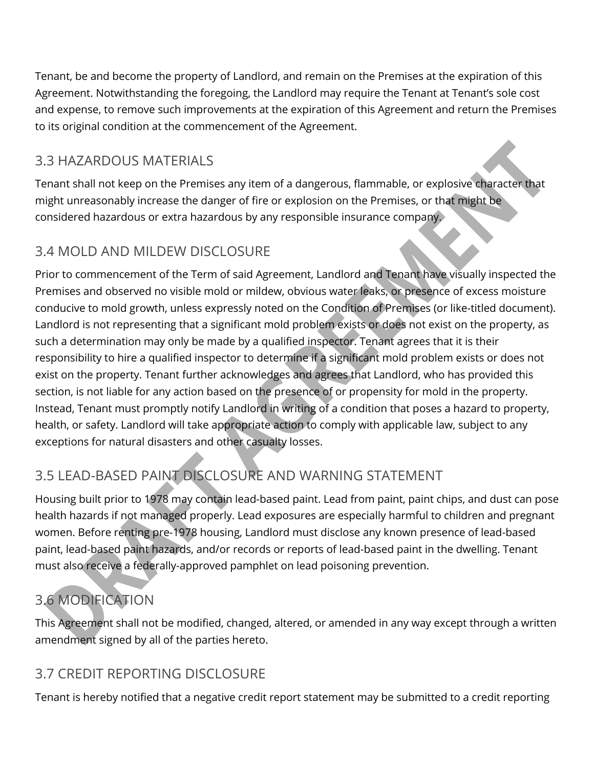Tenant, be and become the property of Landlord, and remain on the Premises at the expiration of this Agreement. Notwithstanding the foregoing, the Landlord may require the Tenant at Tenant's sole cost and expense, to remove such improvements at the expiration of this Agreement and return the Premises to its original condition at the commencement of the Agreement.

## 3.3 HAZARDOUS MATERIALS

Tenant shall not keep on the Premises any item of a dangerous, flammable, or explosive character that might unreasonably increase the danger of fire or explosion on the Premises, or that might be considered hazardous or extra hazardous by any responsible insurance company.

## 3.4 MOLD AND MILDEW DISCLOSURE

Prior to commencement of the Term of said Agreement, Landlord and Tenant have visually inspected the Premises and observed no visible mold or mildew, obvious water leaks, or presence of excess moisture conducive to mold growth, unless expressly noted on the Condition of Premises (or like-titled document). Landlord is not representing that a significant mold problem exists or does not exist on the property, as such a determination may only be made by a qualified inspector. Tenant agrees that it is their responsibility to hire a qualified inspector to determine if a significant mold problem exists or does not exist on the property. Tenant further acknowledges and agrees that Landlord, who has provided this section, is not liable for any action based on the presence of or propensity for mold in the property. Instead, Tenant must promptly notify Landlord in writing of a condition that poses a hazard to property, health, or safety. Landlord will take appropriate action to comply with applicable law, subject to any exceptions for natural disasters and other casualty losses.

## 3.5 LEAD-BASED PAINT DISCLOSURE AND WARNING STATEMENT

Housing built prior to 1978 may contain lead-based paint. Lead from paint, paint chips, and dust can pose health hazards if not managed properly. Lead exposures are especially harmful to children and pregnant women. Before renting pre-1978 housing, Landlord must disclose any known presence of lead-based paint, lead-based paint hazards, and/or records or reports of lead-based paint in the dwelling. Tenant must also receive a federally-approved pamphlet on lead poisoning prevention.

## 3.6 MODIFICATION

This Agreement shall not be modified, changed, altered, or amended in any way except through a written amendment signed by all of the parties hereto.

## 3.7 CREDIT REPORTING DISCLOSURE

Tenant is hereby notified that a negative credit report statement may be submitted to a credit reporting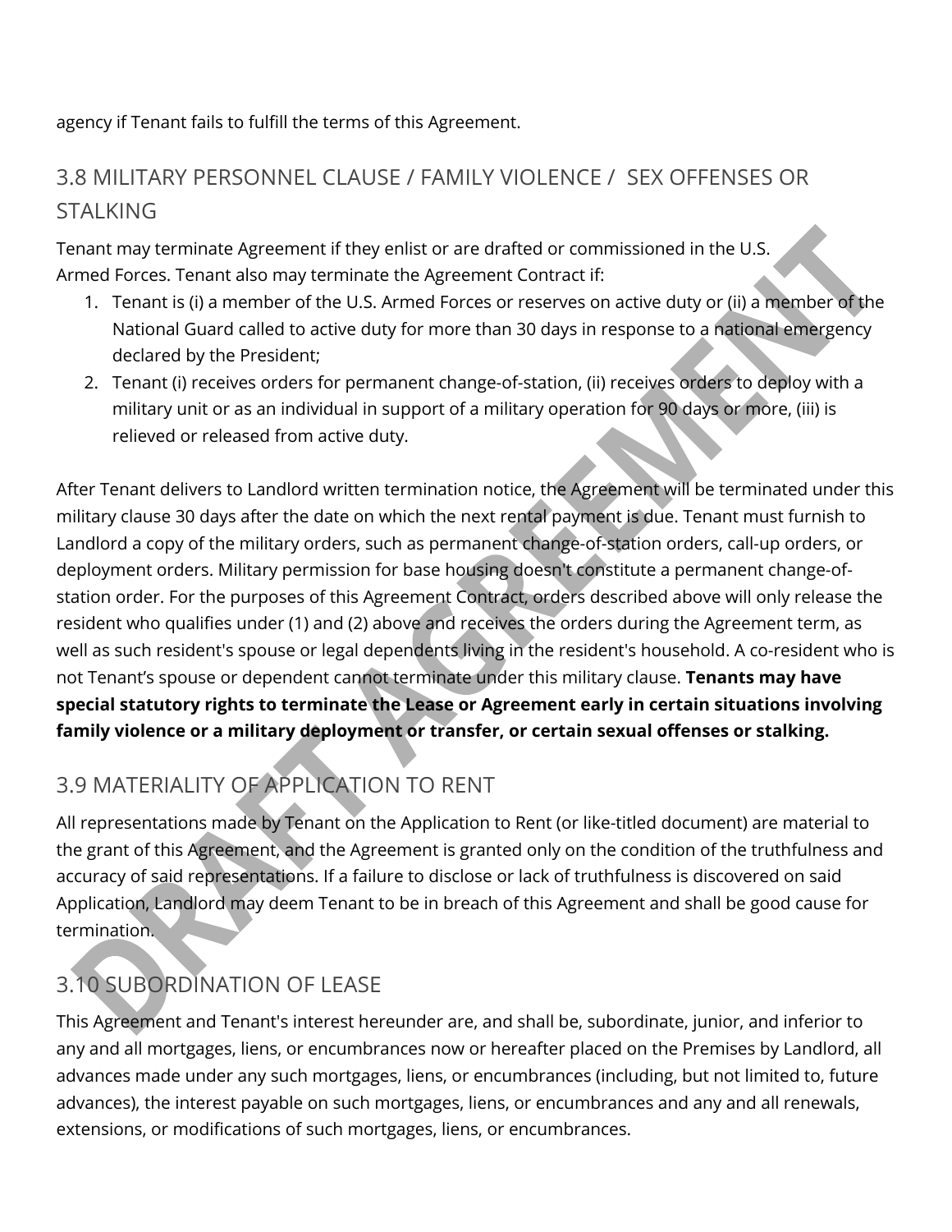agency if Tenant fails to fulfill the terms of this Agreement.

## 3.8 MILITARY PERSONNEL CLAUSE / FAMILY VIOLENCE / SEX OFFENSES OR STALKING

Tenant may terminate Agreement if they enlist or are drafted or commissioned in the U.S. Armed Forces. Tenant also may terminate the Agreement Contract if:

1. Tenant is (i) a member of the U.S. Armed Forces or reserves on active duty or (ii) a member of the National Guard called to active duty for more than 30 days in response to a national emergency declared by the President;
2. Tenant (i) receives orders for permanent change-of-station, (ii) receives orders to deploy with a military unit or as an individual in support of a military operation for 90 days or more, (iii) is relieved or released from active duty.

After Tenant delivers to Landlord written termination notice, the Agreement will be terminated under this military clause 30 days after the date on which the next rental payment is due. Tenant must furnish to Landlord a copy of the military orders, such as permanent change-of-station orders, call-up orders, or deployment orders. Military permission for base housing doesn't constitute a permanent change-of-station order. For the purposes of this Agreement Contract, orders described above will only release the resident who qualifies under (1) and (2) above and receives the orders during the Agreement term, as well as such resident's spouse or legal dependents living in the resident's household. A co-resident who is not Tenant's spouse or dependent cannot terminate under this military clause. **Tenants may have special statutory rights to terminate the Lease or Agreement early in certain situations involving family violence or a military deployment or transfer, or certain sexual offenses or stalking.**

## 3.9 MATERIALITY OF APPLICATION TO RENT

All representations made by Tenant on the Application to Rent (or like-titled document) are material to the grant of this Agreement, and the Agreement is granted only on the condition of the truthfulness and accuracy of said representations. If a failure to disclose or lack of truthfulness is discovered on said Application, Landlord may deem Tenant to be in breach of this Agreement and shall be good cause for termination.

## 3.10 SUBORDINATION OF LEASE

This Agreement and Tenant's interest hereunder are, and shall be, subordinate, junior, and inferior to any and all mortgages, liens, or encumbrances now or hereafter placed on the Premises by Landlord, all advances made under any such mortgages, liens, or encumbrances (including, but not limited to, future advances), the interest payable on such mortgages, liens, or encumbrances and any and all renewals, extensions, or modifications of such mortgages, liens, or encumbrances.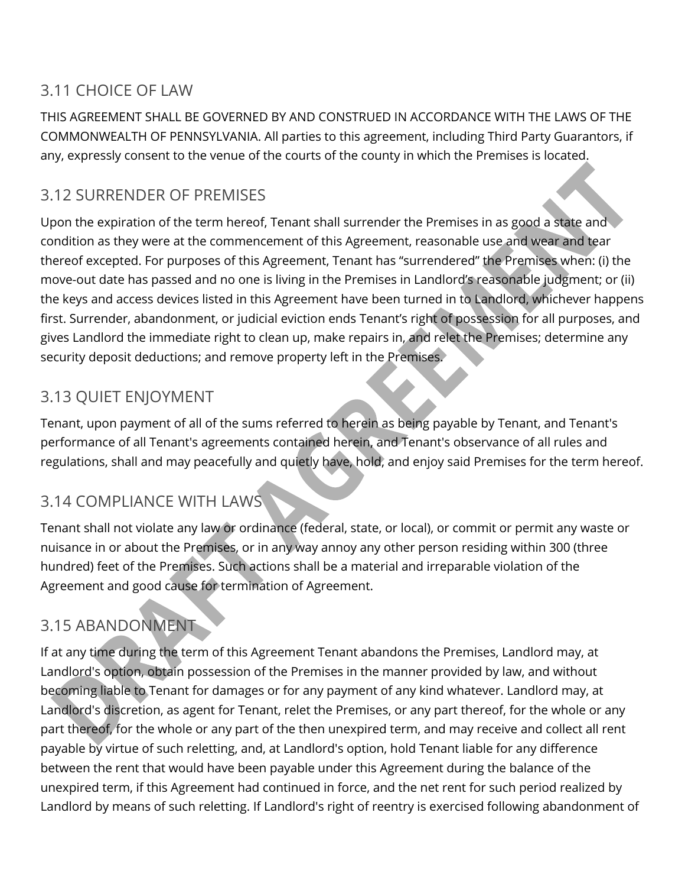## 3.11 CHOICE OF LAW

THIS AGREEMENT SHALL BE GOVERNED BY AND CONSTRUED IN ACCORDANCE WITH THE LAWS OF THE COMMONWEALTH OF PENNSYLVANIA. All parties to this agreement, including Third Party Guarantors, if any, expressly consent to the venue of the courts of the county in which the Premises is located.

## 3.12 SURRENDER OF PREMISES

Upon the expiration of the term hereof, Tenant shall surrender the Premises in as good a state and condition as they were at the commencement of this Agreement, reasonable use and wear and tear thereof excepted. For purposes of this Agreement, Tenant has "surrendered" the Premises when: (i) the move-out date has passed and no one is living in the Premises in Landlord's reasonable judgment; or (ii) the keys and access devices listed in this Agreement have been turned in to Landlord, whichever happens first. Surrender, abandonment, or judicial eviction ends Tenant's right of possession for all purposes, and gives Landlord the immediate right to clean up, make repairs in, and relet the Premises; determine any security deposit deductions; and remove property left in the Premises.

## 3.13 QUIET ENJOYMENT

Tenant, upon payment of all of the sums referred to herein as being payable by Tenant, and Tenant's performance of all Tenant's agreements contained herein, and Tenant's observance of all rules and regulations, shall and may peacefully and quietly have, hold, and enjoy said Premises for the term hereof.

## 3.14 COMPLIANCE WITH LAWS

Tenant shall not violate any law or ordinance (federal, state, or local), or commit or permit any waste or nuisance in or about the Premises, or in any way annoy any other person residing within 300 (three hundred) feet of the Premises. Such actions shall be a material and irreparable violation of the Agreement and good cause for termination of Agreement.

## 3.15 ABANDONMENT

If at any time during the term of this Agreement Tenant abandons the Premises, Landlord may, at Landlord's option, obtain possession of the Premises in the manner provided by law, and without becoming liable to Tenant for damages or for any payment of any kind whatever. Landlord may, at Landlord's discretion, as agent for Tenant, relet the Premises, or any part thereof, for the whole or any part thereof, for the whole or any part of the then unexpired term, and may receive and collect all rent payable by virtue of such reletting, and, at Landlord's option, hold Tenant liable for any difference between the rent that would have been payable under this Agreement during the balance of the unexpired term, if this Agreement had continued in force, and the net rent for such period realized by Landlord by means of such reletting. If Landlord's right of reentry is exercised following abandonment of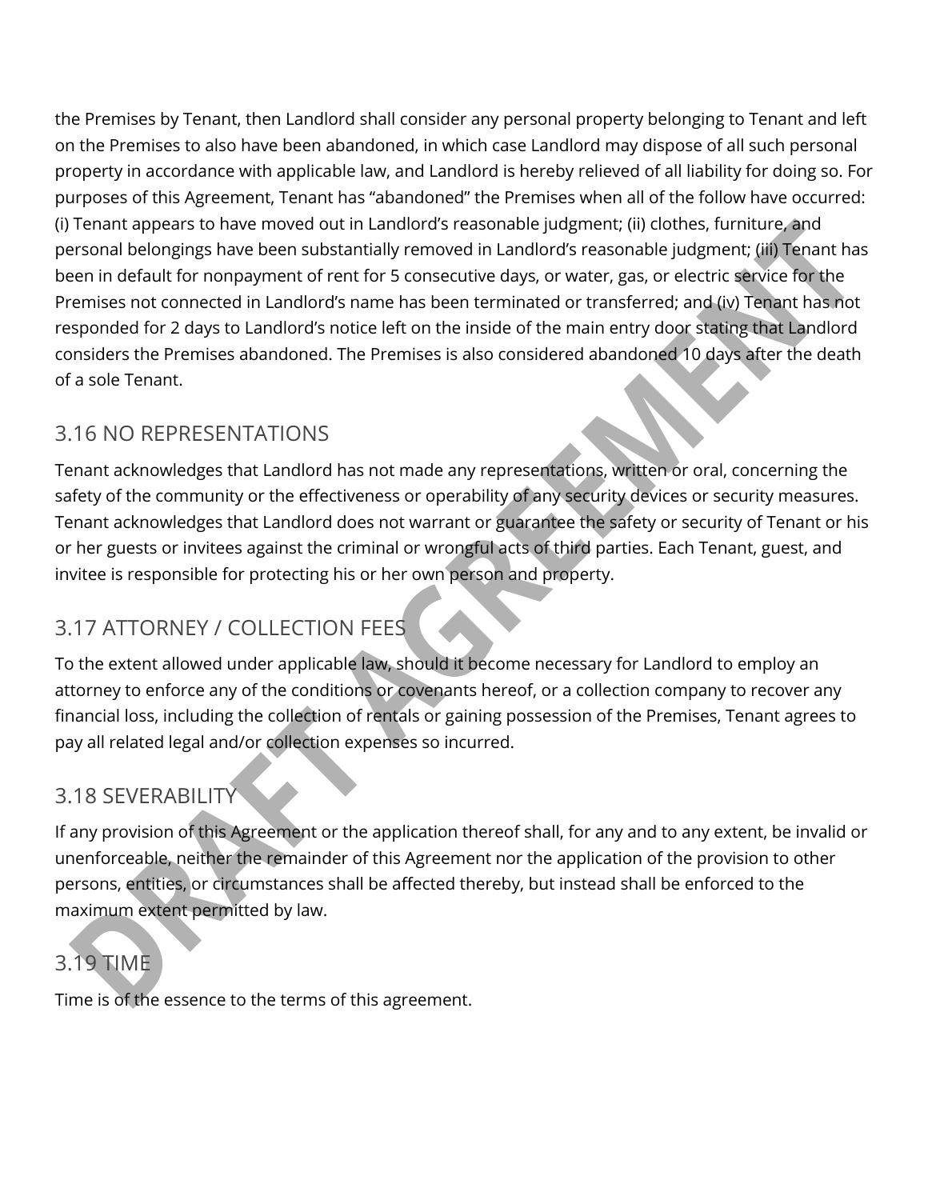the Premises by Tenant, then Landlord shall consider any personal property belonging to Tenant and left on the Premises to also have been abandoned, in which case Landlord may dispose of all such personal property in accordance with applicable law, and Landlord is hereby relieved of all liability for doing so. For purposes of this Agreement, Tenant has "abandoned" the Premises when all of the follow have occurred: (i) Tenant appears to have moved out in Landlord's reasonable judgment; (ii) clothes, furniture, and personal belongings have been substantially removed in Landlord's reasonable judgment; (iii) Tenant has been in default for nonpayment of rent for 5 consecutive days, or water, gas, or electric service for the Premises not connected in Landlord's name has been terminated or transferred; and (iv) Tenant has not responded for 2 days to Landlord's notice left on the inside of the main entry door stating that Landlord considers the Premises abandoned. The Premises is also considered abandoned 10 days after the death of a sole Tenant.

## 3.16 NO REPRESENTATIONS

Tenant acknowledges that Landlord has not made any representations, written or oral, concerning the safety of the community or the effectiveness or operability of any security devices or security measures. Tenant acknowledges that Landlord does not warrant or guarantee the safety or security of Tenant or his or her guests or invitees against the criminal or wrongful acts of third parties. Each Tenant, guest, and invitee is responsible for protecting his or her own person and property.

## 3.17 ATTORNEY / COLLECTION FEES

To the extent allowed under applicable law, should it become necessary for Landlord to employ an attorney to enforce any of the conditions or covenants hereof, or a collection company to recover any financial loss, including the collection of rentals or gaining possession of the Premises, Tenant agrees to pay all related legal and/or collection expenses so incurred.

## 3.18 SEVERABILITY

If any provision of this Agreement or the application thereof shall, for any and to any extent, be invalid or unenforceable, neither the remainder of this Agreement nor the application of the provision to other persons, entities, or circumstances shall be affected thereby, but instead shall be enforced to the maximum extent permitted by law.

## 3.19 TIME

Time is of the essence to the terms of this agreement.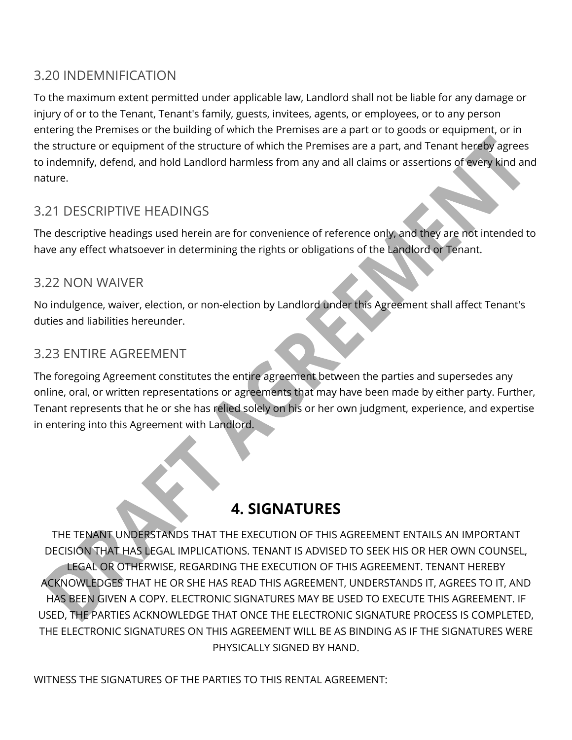### 3.20 INDEMNIFICATION

To the maximum extent permitted under applicable law, Landlord shall not be liable for any damage or injury of or to the Tenant, Tenant's family, guests, invitees, agents, or employees, or to any person entering the Premises or the building of which the Premises are a part or to goods or equipment, or in the structure or equipment of the structure of which the Premises are a part, and Tenant hereby agrees to indemnify, defend, and hold Landlord harmless from any and all claims or assertions of every kind and nature.

### 3.21 DESCRIPTIVE HEADINGS

The descriptive headings used herein are for convenience of reference only, and they are not intended to have any effect whatsoever in determining the rights or obligations of the Landlord or Tenant.

### 3.22 NON WAIVER

No indulgence, waiver, election, or non-election by Landlord under this Agreement shall affect Tenant's duties and liabilities hereunder.

### 3.23 ENTIRE AGREEMENT

The foregoing Agreement constitutes the entire agreement between the parties and supersedes any online, oral, or written representations or agreements that may have been made by either party. Further, Tenant represents that he or she has relied solely on his or her own judgment, experience, and expertise in entering into this Agreement with Landlord.

## 4. SIGNATURES

THE TENANT UNDERSTANDS THAT THE EXECUTION OF THIS AGREEMENT ENTAILS AN IMPORTANT DECISION THAT HAS LEGAL IMPLICATIONS. TENANT IS ADVISED TO SEEK HIS OR HER OWN COUNSEL, LEGAL OR OTHERWISE, REGARDING THE EXECUTION OF THIS AGREEMENT. TENANT HEREBY ACKNOWLEDGES THAT HE OR SHE HAS READ THIS AGREEMENT, UNDERSTANDS IT, AGREES TO IT, AND HAS BEEN GIVEN A COPY. ELECTRONIC SIGNATURES MAY BE USED TO EXECUTE THIS AGREEMENT. IF USED, THE PARTIES ACKNOWLEDGE THAT ONCE THE ELECTRONIC SIGNATURE PROCESS IS COMPLETED, THE ELECTRONIC SIGNATURES ON THIS AGREEMENT WILL BE AS BINDING AS IF THE SIGNATURES WERE PHYSICALLY SIGNED BY HAND.

WITNESS THE SIGNATURES OF THE PARTIES TO THIS RENTAL AGREEMENT: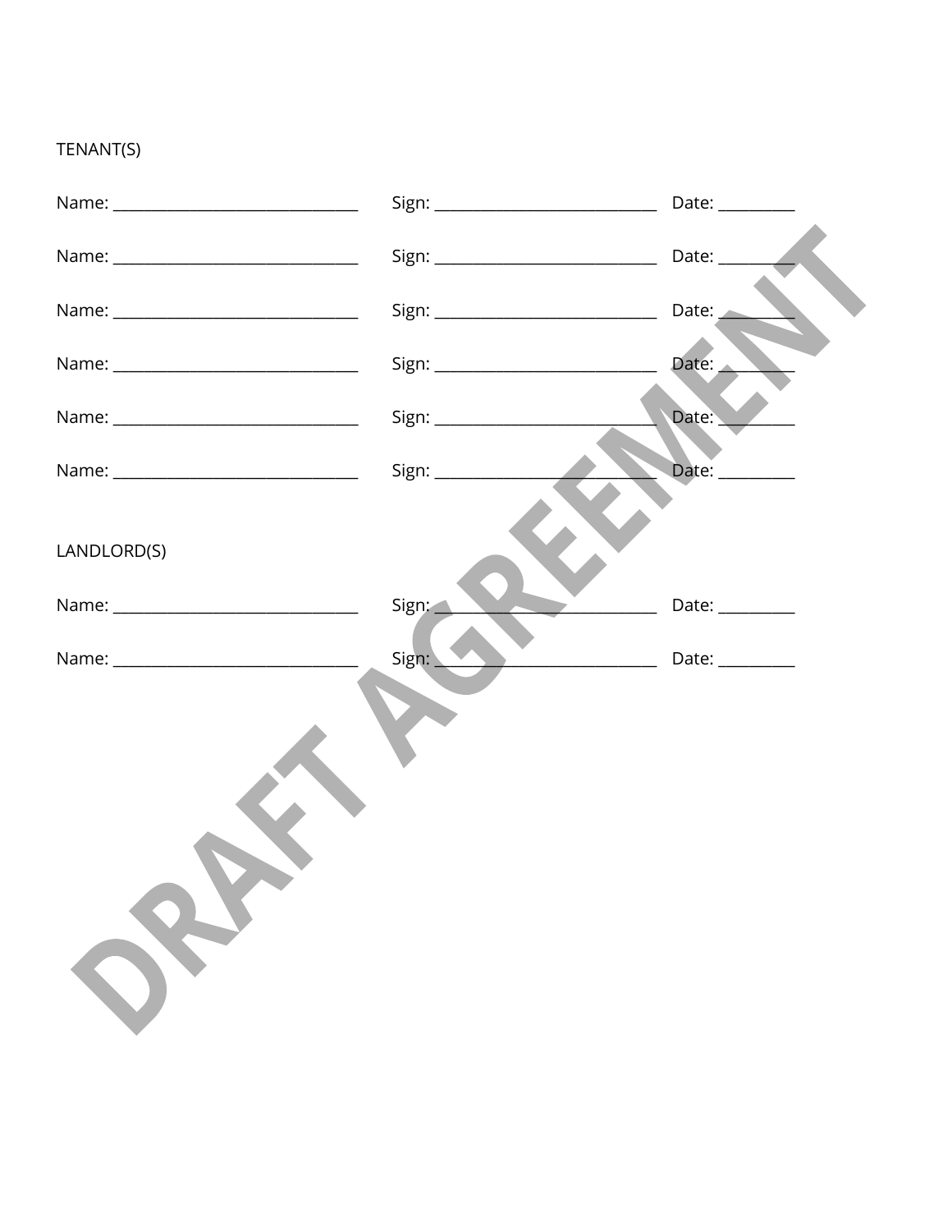TENANT(S)

Name: ______________________________ Sign: ___________________________ Date: _________

Name: ______________________________ Sign: ___________________________ Date: _________

Name: ______________________________ Sign: ___________________________ Date: _________

Name: ______________________________ Sign: ___________________________ Date: _________

Name: ______________________________ Sign: ___________________________ Date: _________

Name: ______________________________ Sign: ___________________________ Date: _________

LANDLORD(S)

Name: ______________________________ Sign: ___________________________ Date: _________

Name: ______________________________ Sign: ___________________________ Date: _________